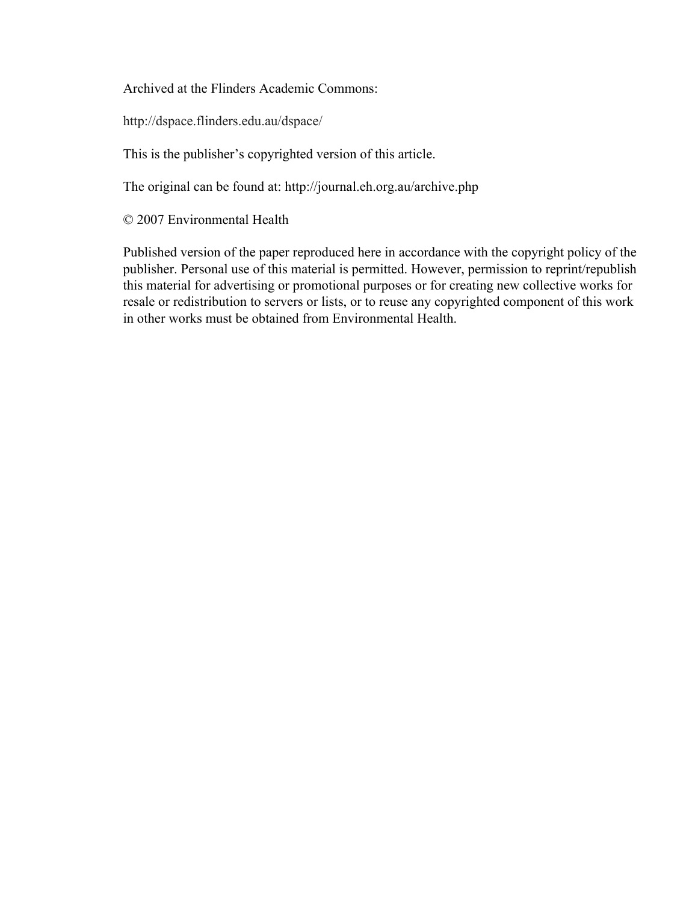Archived at the Flinders Academic Commons:

http://dspace.flinders.edu.au/dspace/

This is the publisher's copyrighted version of this article.

The original can be found at: http://journal.eh.org.au/archive.php

© 2007 Environmental Health

Published version of the paper reproduced here in accordance with the copyright policy of the publisher. Personal use of this material is permitted. However, permission to reprint/republish this material for advertising or promotional purposes or for creating new collective works for resale or redistribution to servers or lists, or to reuse any copyrighted component of this work in other works must be obtained from Environmental Health.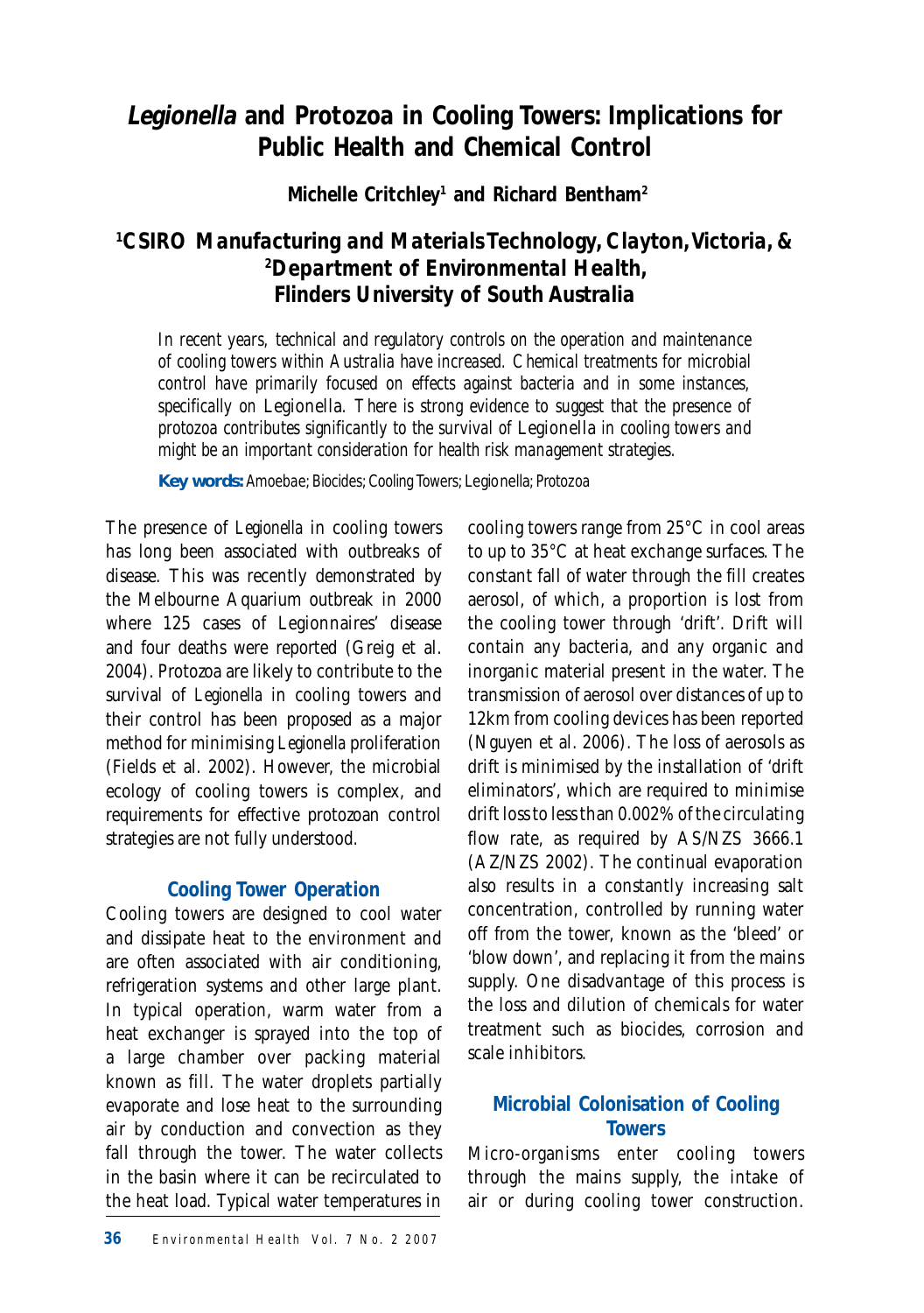# *Legionella* and Protozoa in Cooling Towers: Implications for Public Health and Chemical Control

**Michelle Critchley[1] and Richard Bentham[2]**

**[1]*CSIRO Manufacturing and Materials Technology, Clayton, Victoria, &*
[2]*Department of Environmental Health,*
*Flinders University of South Australia***

*In recent years, technical and regulatory controls on the operation and maintenance of cooling towers within Australia have increased. Chemical treatments for microbial control have primarily focused on effects against bacteria and in some instances, specifically on* Legionella*. There is strong evidence to suggest that the presence of protozoa contributes significantly to the survival of* Legionella *in cooling towers and might be an important consideration for health risk management strategies.*

**Key words:** *Amoebae; Biocides; Cooling Towers; Legionella; Protozoa*

The presence of *Legionella* in cooling towers has long been associated with outbreaks of disease. This was recently demonstrated by the Melbourne Aquarium outbreak in 2000 where 125 cases of Legionnaires' disease and four deaths were reported (Greig et al. 2004). Protozoa are likely to contribute to the survival of *Legionella* in cooling towers and their control has been proposed as a major method for minimising *Legionella* proliferation (Fields et al. 2002). However, the microbial ecology of cooling towers is complex, and requirements for effective protozoan control strategies are not fully understood.

## Cooling Tower Operation

Cooling towers are designed to cool water and dissipate heat to the environment and are often associated with air conditioning, refrigeration systems and other large plant. In typical operation, warm water from a heat exchanger is sprayed into the top of a large chamber over packing material known as fill. The water droplets partially evaporate and lose heat to the surrounding air by conduction and convection as they fall through the tower. The water collects in the basin where it can be recirculated to the heat load. Typical water temperatures in cooling towers range from 25°C in cool areas to up to 35°C at heat exchange surfaces. The constant fall of water through the fill creates aerosol, of which, a proportion is lost from the cooling tower through 'drift'. Drift will contain any bacteria, and any organic and inorganic material present in the water. The transmission of aerosol over distances of up to 12km from cooling devices has been reported (Nguyen et al. 2006). The loss of aerosols as drift is minimised by the installation of 'drift eliminators', which are required to minimise drift loss to less than 0.002% of the circulating flow rate, as required by AS/NZS 3666.1 (AZ/NZS 2002). The continual evaporation also results in a constantly increasing salt concentration, controlled by running water off from the tower, known as the 'bleed' or 'blow down', and replacing it from the mains supply. One disadvantage of this process is the loss and dilution of chemicals for water treatment such as biocides, corrosion and scale inhibitors.

## Microbial Colonisation of Cooling Towers

Micro-organisms enter cooling towers through the mains supply, the intake of air or during cooling tower construction.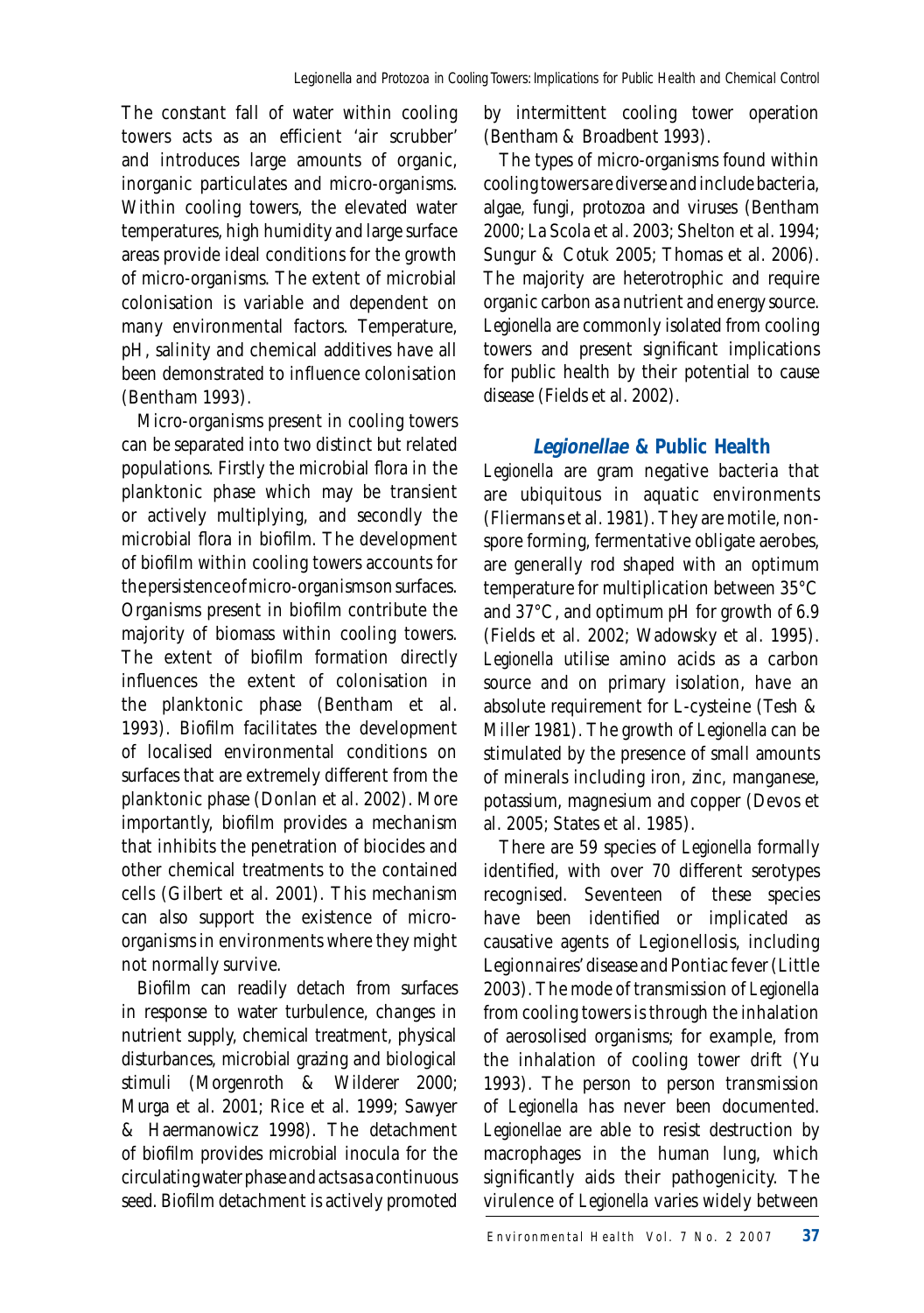The constant fall of water within cooling towers acts as an efficient 'air scrubber' and introduces large amounts of organic, inorganic particulates and micro-organisms. Within cooling towers, the elevated water temperatures, high humidity and large surface areas provide ideal conditions for the growth of micro-organisms. The extent of microbial colonisation is variable and dependent on many environmental factors. Temperature, pH, salinity and chemical additives have all been demonstrated to influence colonisation (Bentham 1993).

Micro-organisms present in cooling towers can be separated into two distinct but related populations. Firstly the microbial flora in the planktonic phase which may be transient or actively multiplying, and secondly the microbial flora in biofilm. The development of biofilm within cooling towers accounts for the persistence of micro-organisms on surfaces. Organisms present in biofilm contribute the majority of biomass within cooling towers. The extent of biofilm formation directly influences the extent of colonisation in the planktonic phase (Bentham et al. 1993). Biofilm facilitates the development of localised environmental conditions on surfaces that are extremely different from the planktonic phase (Donlan et al. 2002). More importantly, biofilm provides a mechanism that inhibits the penetration of biocides and other chemical treatments to the contained cells (Gilbert et al. 2001). This mechanism can also support the existence of micro-organisms in environments where they might not normally survive.

Biofilm can readily detach from surfaces in response to water turbulence, changes in nutrient supply, chemical treatment, physical disturbances, microbial grazing and biological stimuli (Morgenroth & Wilderer 2000; Murga et al. 2001; Rice et al. 1999; Sawyer & Haermanowicz 1998). The detachment of biofilm provides microbial inocula for the circulating water phase and acts as a continuous seed. Biofilm detachment is actively promoted by intermittent cooling tower operation (Bentham & Broadbent 1993).

The types of micro-organisms found within cooling towers are diverse and include bacteria, algae, fungi, protozoa and viruses (Bentham 2000; La Scola et al. 2003; Shelton et al. 1994; Sungur & Cotuk 2005; Thomas et al. 2006). The majority are heterotrophic and require organic carbon as a nutrient and energy source. *Legionella* are commonly isolated from cooling towers and present significant implications for public health by their potential to cause disease (Fields et al. 2002).

## *Legionellae* & Public Health

*Legionella* are gram negative bacteria that are ubiquitous in aquatic environments (Fliermans et al. 1981). They are motile, non-spore forming, fermentative obligate aerobes, are generally rod shaped with an optimum temperature for multiplication between 35°C and 37°C, and optimum pH for growth of 6.9 (Fields et al. 2002; Wadowsky et al. 1995). *Legionella* utilise amino acids as a carbon source and on primary isolation, have an absolute requirement for L-cysteine (Tesh & Miller 1981). The growth of *Legionella* can be stimulated by the presence of small amounts of minerals including iron, zinc, manganese, potassium, magnesium and copper (Devos et al. 2005; States et al. 1985).

There are 59 species of *Legionella* formally identified, with over 70 different serotypes recognised. Seventeen of these species have been identified or implicated as causative agents of Legionellosis, including Legionnaires' disease and Pontiac fever (Little 2003). The mode of transmission of *Legionella* from cooling towers is through the inhalation of aerosolised organisms; for example, from the inhalation of cooling tower drift (Yu 1993). The person to person transmission of *Legionella* has never been documented. *Legionellae* are able to resist destruction by macrophages in the human lung, which significantly aids their pathogenicity. The virulence of *Legionella* varies widely between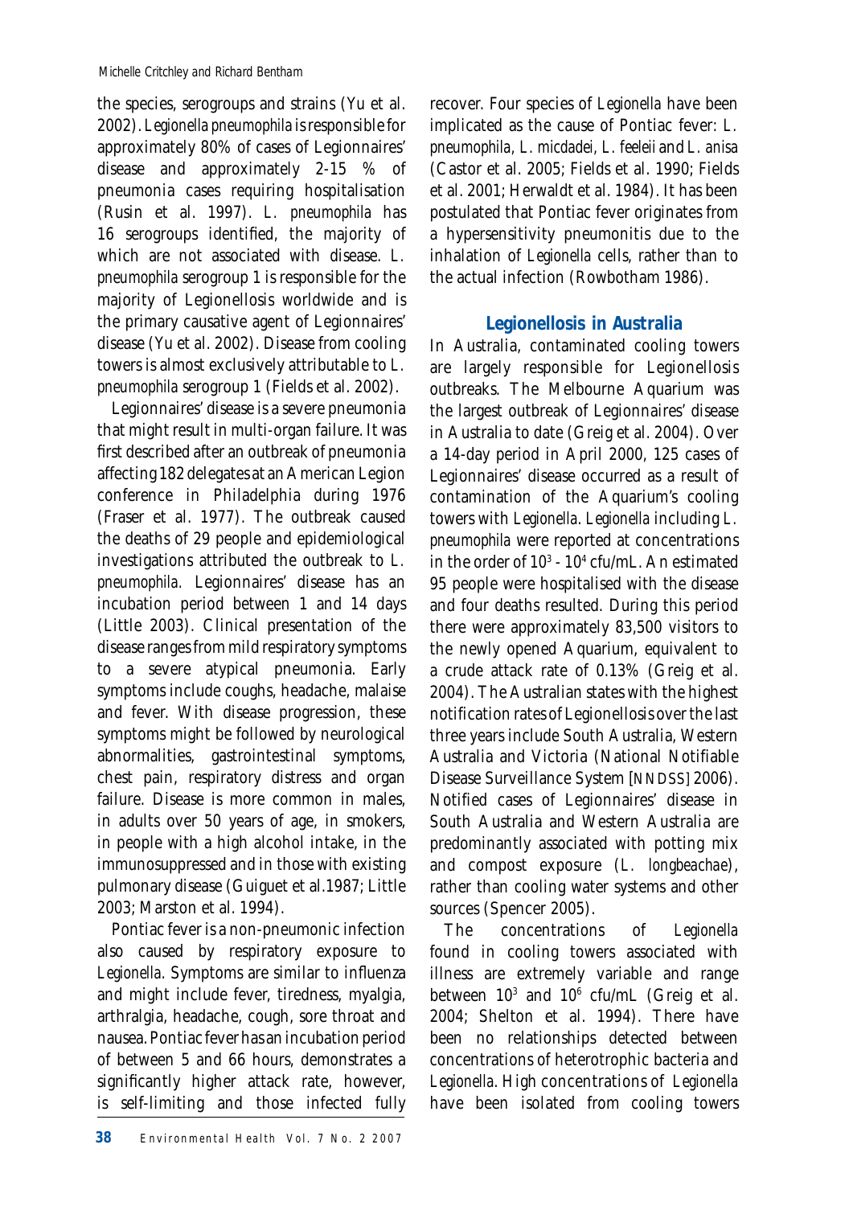the species, serogroups and strains (Yu et al. 2002). *Legionella pneumophila* is responsible for approximately 80% of cases of Legionnaires' disease and approximately 2-15 % of pneumonia cases requiring hospitalisation (Rusin et al. 1997). *L. pneumophila* has 16 serogroups identified, the majority of which are not associated with disease. *L. pneumophila* serogroup 1 is responsible for the majority of Legionellosis worldwide and is the primary causative agent of Legionnaires' disease (Yu et al. 2002). Disease from cooling towers is almost exclusively attributable to *L. pneumophila* serogroup 1 (Fields et al. 2002).

Legionnaires' disease is a severe pneumonia that might result in multi-organ failure. It was first described after an outbreak of pneumonia affecting 182 delegates at an American Legion conference in Philadelphia during 1976 (Fraser et al. 1977). The outbreak caused the deaths of 29 people and epidemiological investigations attributed the outbreak to *L. pneumophila*. Legionnaires' disease has an incubation period between 1 and 14 days (Little 2003). Clinical presentation of the disease ranges from mild respiratory symptoms to a severe atypical pneumonia. Early symptoms include coughs, headache, malaise and fever. With disease progression, these symptoms might be followed by neurological abnormalities, gastrointestinal symptoms, chest pain, respiratory distress and organ failure. Disease is more common in males, in adults over 50 years of age, in smokers, in people with a high alcohol intake, in the immunosuppressed and in those with existing pulmonary disease (Guiguet et al.1987; Little 2003; Marston et al. 1994).

Pontiac fever is a non-pneumonic infection also caused by respiratory exposure to *Legionella*. Symptoms are similar to influenza and might include fever, tiredness, myalgia, arthralgia, headache, cough, sore throat and nausea. Pontiac fever has an incubation period of between 5 and 66 hours, demonstrates a significantly higher attack rate, however, is self-limiting and those infected fully recover. Four species of *Legionella* have been implicated as the cause of Pontiac fever: *L. pneumophila*, *L. micdadei*, *L. feeleii* and *L. anisa* (Castor et al. 2005; Fields et al. 1990; Fields et al. 2001; Herwaldt et al. 1984). It has been postulated that Pontiac fever originates from a hypersensitivity pneumonitis due to the inhalation of *Legionella* cells, rather than to the actual infection (Rowbotham 1986).

## Legionellosis in Australia

In Australia, contaminated cooling towers are largely responsible for Legionellosis outbreaks. The Melbourne Aquarium was the largest outbreak of Legionnaires' disease in Australia to date (Greig et al. 2004). Over a 14-day period in April 2000, 125 cases of Legionnaires' disease occurred as a result of contamination of the Aquarium's cooling towers with *Legionella*. *Legionella* including *L. pneumophila* were reported at concentrations in the order of $10^3$ - $10^4$ cfu/mL. An estimated 95 people were hospitalised with the disease and four deaths resulted. During this period there were approximately 83,500 visitors to the newly opened Aquarium, equivalent to a crude attack rate of 0.13% (Greig et al. 2004). The Australian states with the highest notification rates of Legionellosis over the last three years include South Australia, Western Australia and Victoria (National Notifiable Disease Surveillance System [NNDSS] 2006). Notified cases of Legionnaires' disease in South Australia and Western Australia are predominantly associated with potting mix and compost exposure (*L. longbeachae*), rather than cooling water systems and other sources (Spencer 2005).

The concentrations of *Legionella* found in cooling towers associated with illness are extremely variable and range between $10^3$ and $10^6$ cfu/mL (Greig et al. 2004; Shelton et al. 1994). There have been no relationships detected between concentrations of heterotrophic bacteria and *Legionella*. High concentrations of *Legionella* have been isolated from cooling towers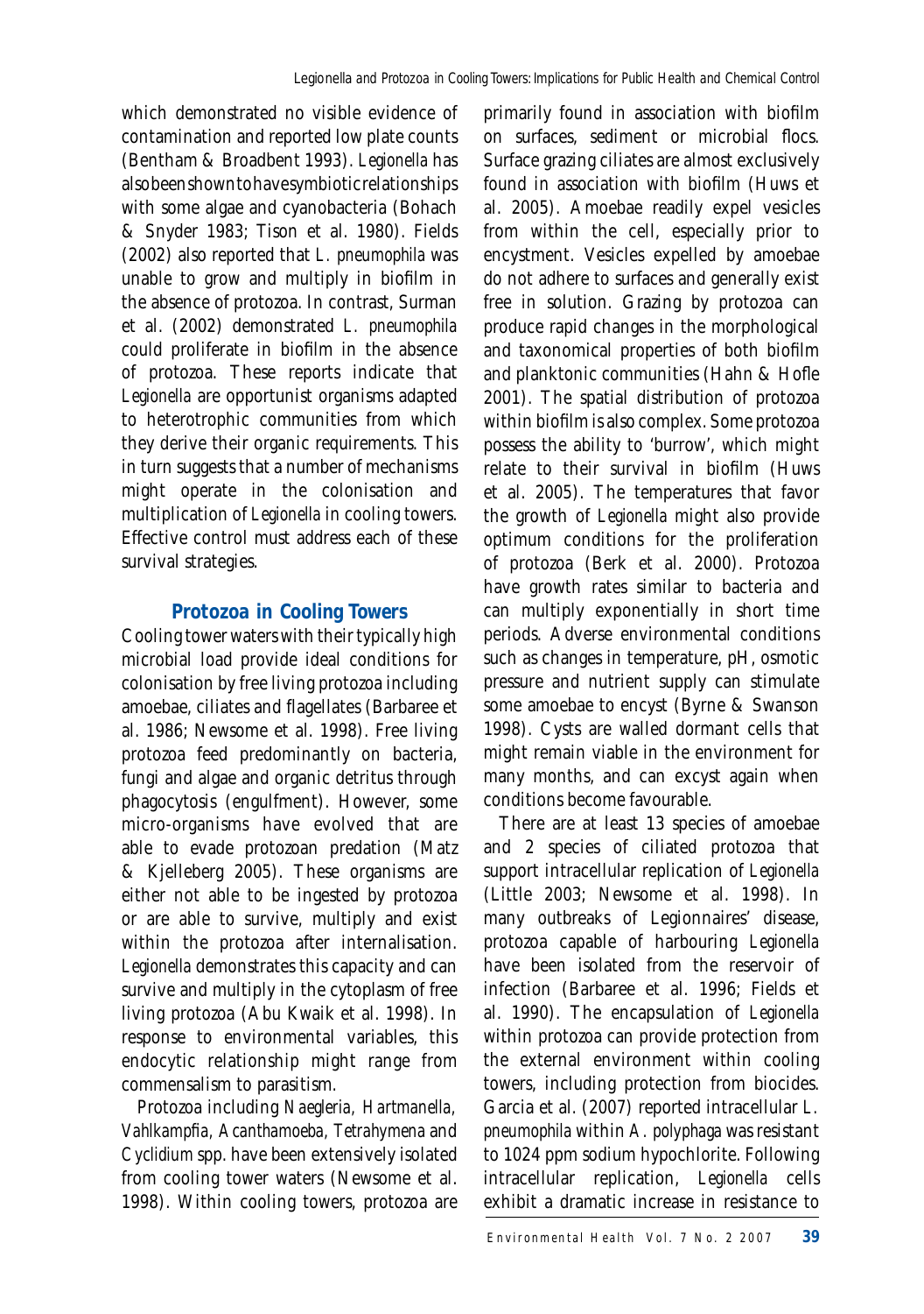which demonstrated no visible evidence of contamination and reported low plate counts (Bentham & Broadbent 1993). *Legionella* has also been shown to have symbiotic relationships with some algae and cyanobacteria (Bohach & Snyder 1983; Tison et al. 1980). Fields (2002) also reported that *L. pneumophila* was unable to grow and multiply in biofilm in the absence of protozoa. In contrast, Surman et al. (2002) demonstrated *L. pneumophila* could proliferate in biofilm in the absence of protozoa. These reports indicate that *Legionella* are opportunist organisms adapted to heterotrophic communities from which they derive their organic requirements. This in turn suggests that a number of mechanisms might operate in the colonisation and multiplication of *Legionella* in cooling towers. Effective control must address each of these survival strategies.

## Protozoa in Cooling Towers

Cooling tower waters with their typically high microbial load provide ideal conditions for colonisation by free living protozoa including amoebae, ciliates and flagellates (Barbaree et al. 1986; Newsome et al. 1998). Free living protozoa feed predominantly on bacteria, fungi and algae and organic detritus through phagocytosis (engulfment). However, some micro-organisms have evolved that are able to evade protozoan predation (Matz & Kjelleberg 2005). These organisms are either not able to be ingested by protozoa or are able to survive, multiply and exist within the protozoa after internalisation. *Legionella* demonstrates this capacity and can survive and multiply in the cytoplasm of free living protozoa (Abu Kwaik et al. 1998). In response to environmental variables, this endocytic relationship might range from commensalism to parasitism.

Protozoa including *Naegleria, Hartmanella, Vahlkampfia, Acanthamoeba, Tetrahymena* and *Cyclidium* spp. have been extensively isolated from cooling tower waters (Newsome et al. 1998). Within cooling towers, protozoa are primarily found in association with biofilm on surfaces, sediment or microbial flocs. Surface grazing ciliates are almost exclusively found in association with biofilm (Huws et al. 2005). Amoebae readily expel vesicles from within the cell, especially prior to encystment. Vesicles expelled by amoebae do not adhere to surfaces and generally exist free in solution. Grazing by protozoa can produce rapid changes in the morphological and taxonomical properties of both biofilm and planktonic communities (Hahn & Hofle 2001). The spatial distribution of protozoa within biofilm is also complex. Some protozoa possess the ability to 'burrow', which might relate to their survival in biofilm (Huws et al. 2005). The temperatures that favor the growth of *Legionella* might also provide optimum conditions for the proliferation of protozoa (Berk et al. 2000). Protozoa have growth rates similar to bacteria and can multiply exponentially in short time periods. Adverse environmental conditions such as changes in temperature, pH, osmotic pressure and nutrient supply can stimulate some amoebae to encyst (Byrne & Swanson 1998). Cysts are walled dormant cells that might remain viable in the environment for many months, and can excyst again when conditions become favourable.

There are at least 13 species of amoebae and 2 species of ciliated protozoa that support intracellular replication of *Legionella* (Little 2003; Newsome et al. 1998). In many outbreaks of Legionnaires' disease, protozoa capable of harbouring *Legionella* have been isolated from the reservoir of infection (Barbaree et al. 1996; Fields et al. 1990). The encapsulation of *Legionella* within protozoa can provide protection from the external environment within cooling towers, including protection from biocides. Garcia et al. (2007) reported intracellular *L. pneumophila* within *A. polyphaga* was resistant to 1024 ppm sodium hypochlorite. Following intracellular replication, *Legionella* cells exhibit a dramatic increase in resistance to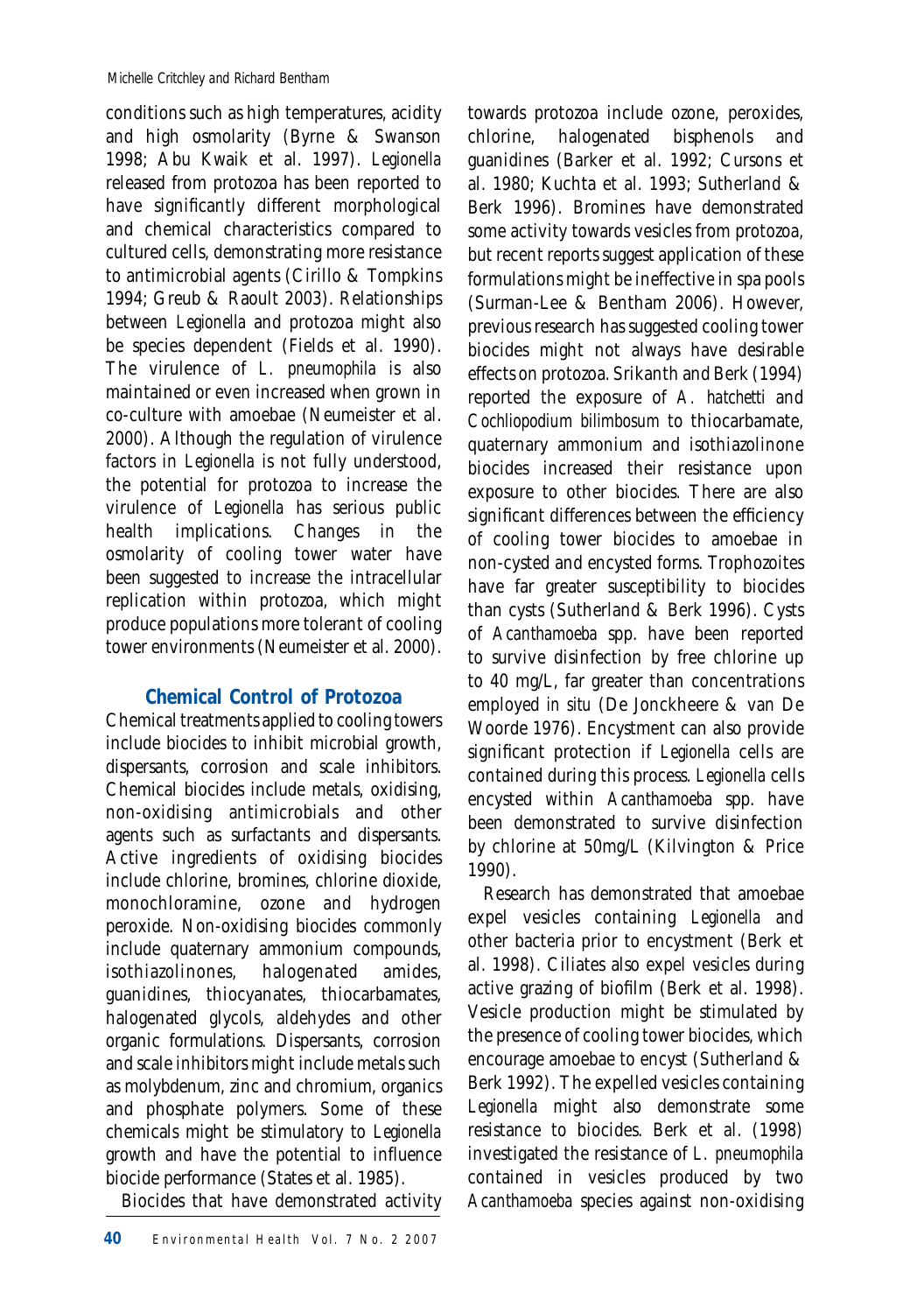conditions such as high temperatures, acidity and high osmolarity (Byrne & Swanson 1998; Abu Kwaik et al. 1997). *Legionella* released from protozoa has been reported to have significantly different morphological and chemical characteristics compared to cultured cells, demonstrating more resistance to antimicrobial agents (Cirillo & Tompkins 1994; Greub & Raoult 2003). Relationships between *Legionella* and protozoa might also be species dependent (Fields et al. 1990). The virulence of *L. pneumophila* is also maintained or even increased when grown in co-culture with amoebae (Neumeister et al. 2000). Although the regulation of virulence factors in *Legionella* is not fully understood, the potential for protozoa to increase the virulence of *Legionella* has serious public health implications. Changes in the osmolarity of cooling tower water have been suggested to increase the intracellular replication within protozoa, which might produce populations more tolerant of cooling tower environments (Neumeister et al. 2000).

## Chemical Control of Protozoa

Chemical treatments applied to cooling towers include biocides to inhibit microbial growth, dispersants, corrosion and scale inhibitors. Chemical biocides include metals, oxidising, non-oxidising antimicrobials and other agents such as surfactants and dispersants. Active ingredients of oxidising biocides include chlorine, bromines, chlorine dioxide, monochloramine, ozone and hydrogen peroxide. Non-oxidising biocides commonly include quaternary ammonium compounds, isothiazolinones, halogenated amides, guanidines, thiocyanates, thiocarbamates, halogenated glycols, aldehydes and other organic formulations. Dispersants, corrosion and scale inhibitors might include metals such as molybdenum, zinc and chromium, organics and phosphate polymers. Some of these chemicals might be stimulatory to *Legionella* growth and have the potential to influence biocide performance (States et al. 1985).

Biocides that have demonstrated activity towards protozoa include ozone, peroxides, chlorine, halogenated bisphenols and guanidines (Barker et al. 1992; Cursons et al. 1980; Kuchta et al. 1993; Sutherland & Berk 1996). Bromines have demonstrated some activity towards vesicles from protozoa, but recent reports suggest application of these formulations might be ineffective in spa pools (Surman-Lee & Bentham 2006). However, previous research has suggested cooling tower biocides might not always have desirable effects on protozoa. Srikanth and Berk (1994) reported the exposure of *A. hatchetti* and *Cochliopodium bilimbosum* to thiocarbamate, quaternary ammonium and isothiazolinone biocides increased their resistance upon exposure to other biocides. There are also significant differences between the efficiency of cooling tower biocides to amoebae in non-cysted and encysted forms. Trophozoites have far greater susceptibility to biocides than cysts (Sutherland & Berk 1996). Cysts of *Acanthamoeba* spp. have been reported to survive disinfection by free chlorine up to 40 mg/L, far greater than concentrations employed *in situ* (De Jonckheere & van De Woorde 1976). Encystment can also provide significant protection if *Legionella* cells are contained during this process. *Legionella* cells encysted within *Acanthamoeba* spp. have been demonstrated to survive disinfection by chlorine at 50mg/L (Kilvington & Price 1990).

Research has demonstrated that amoebae expel vesicles containing *Legionella* and other bacteria prior to encystment (Berk et al. 1998). Ciliates also expel vesicles during active grazing of biofilm (Berk et al. 1998). Vesicle production might be stimulated by the presence of cooling tower biocides, which encourage amoebae to encyst (Sutherland & Berk 1992). The expelled vesicles containing *Legionella* might also demonstrate some resistance to biocides. Berk et al. (1998) investigated the resistance of *L. pneumophila* contained in vesicles produced by two *Acanthamoeba* species against non-oxidising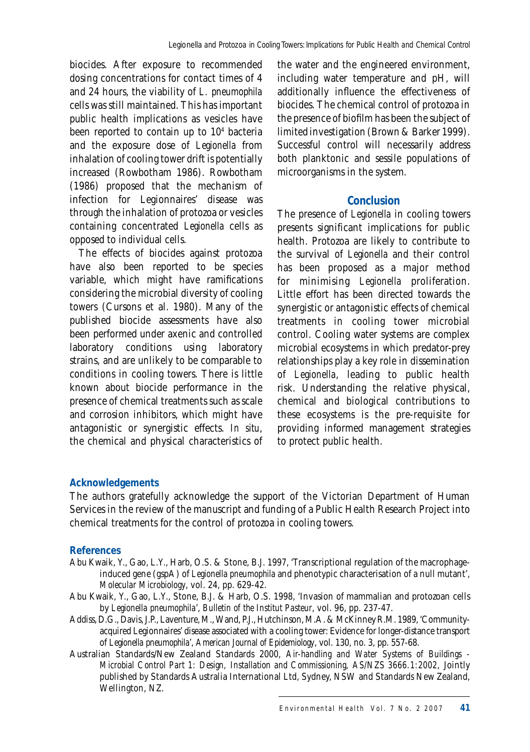biocides. After exposure to recommended dosing concentrations for contact times of 4 and 24 hours, the viability of *L. pneumophila* cells was still maintained. This has important public health implications as vesicles have been reported to contain up to $10^4$ bacteria and the exposure dose of *Legionella* from inhalation of cooling tower drift is potentially increased (Rowbotham 1986). Rowbotham (1986) proposed that the mechanism of infection for Legionnaires' disease was through the inhalation of protozoa or vesicles containing concentrated *Legionella* cells as opposed to individual cells.

The effects of biocides against protozoa have also been reported to be species variable, which might have ramifications considering the microbial diversity of cooling towers (Cursons et al. 1980). Many of the published biocide assessments have also been performed under axenic and controlled laboratory conditions using laboratory strains, and are unlikely to be comparable to conditions in cooling towers. There is little known about biocide performance in the presence of chemical treatments such as scale and corrosion inhibitors, which might have antagonistic or synergistic effects. *In situ*, the chemical and physical characteristics of the water and the engineered environment, including water temperature and pH, will additionally influence the effectiveness of biocides. The chemical control of protozoa in the presence of biofilm has been the subject of limited investigation (Brown & Barker 1999). Successful control will necessarily address both planktonic and sessile populations of microorganisms in the system.

## Conclusion

The presence of *Legionella* in cooling towers presents significant implications for public health. Protozoa are likely to contribute to the survival of *Legionella* and their control has been proposed as a major method for minimising *Legionella* proliferation. Little effort has been directed towards the synergistic or antagonistic effects of chemical treatments in cooling tower microbial control. Cooling water systems are complex microbial ecosystems in which predator-prey relationships play a key role in dissemination of *Legionella*, leading to public health risk. Understanding the relative physical, chemical and biological contributions to these ecosystems is the pre-requisite for providing informed management strategies to protect public health.

## Acknowledgements

The authors gratefully acknowledge the support of the Victorian Department of Human Services in the review of the manuscript and funding of a Public Health Research Project into chemical treatments for the control of protozoa in cooling towers.

## References

Abu Kwaik, Y., Gao, L.Y., Harb, O.S. & Stone, B.J. 1997, 'Transcriptional regulation of the macrophage-induced gene (gspA) of *Legionella pneumophila* and phenotypic characterisation of a null mutant', *Molecular Microbiology*, vol. 24, pp. 629-42.

Abu Kwaik, Y., Gao, L.Y., Stone, B.J. & Harb, O.S. 1998, 'Invasion of mammalian and protozoan cells by *Legionella pneumophila*', *Bulletin of the Institut Pasteur*, vol. 96, pp. 237-47.

Addiss, D.G., Davis, J.P., Laventure, M., Wand, P.J., Hutchinson, M.A. & McKinney R.M. 1989, 'Community-acquired Legionnaires' disease associated with a cooling tower: Evidence for longer-distance transport of *Legionella pneumophila*', *American Journal of Epidemiology*, vol. 130, no. 3, pp. 557-68.

Australian Standards/New Zealand Standards 2000, *Air-handling and Water Systems of Buildings - Microbial Control Part 1: Design, Installation and Commissioning, AS/NZS 3666.1:2002*, Jointly published by Standards Australia International Ltd, Sydney, NSW and Standards New Zealand, Wellington, NZ.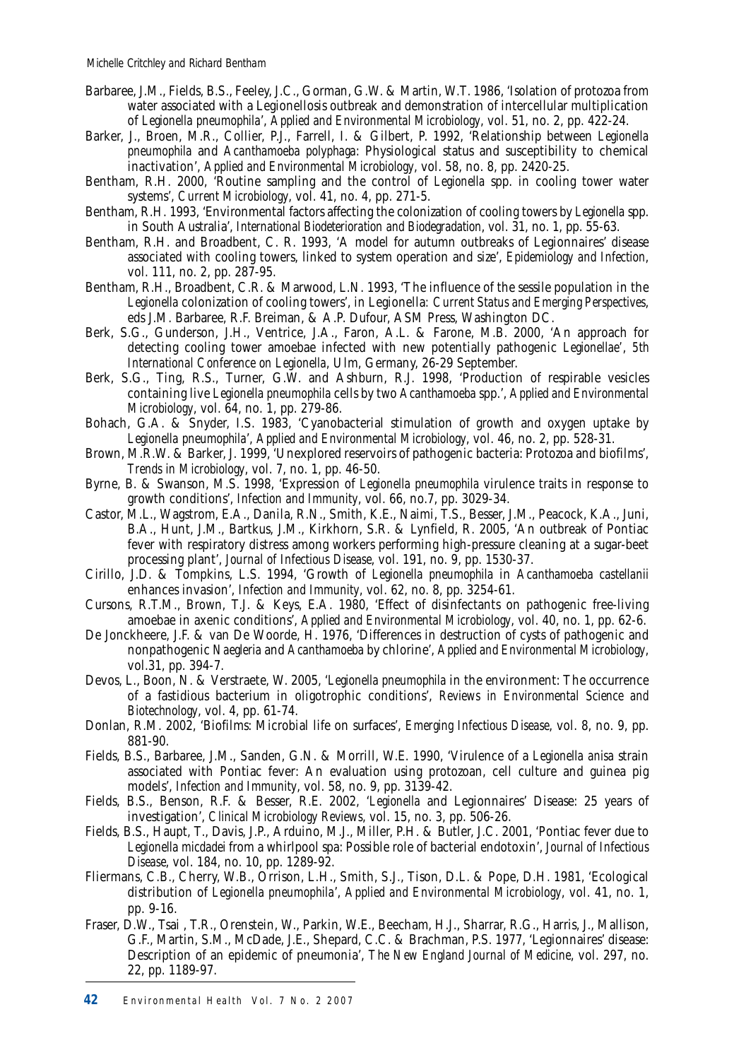Barbaree, J.M., Fields, B.S., Feeley, J.C., Gorman, G.W. & Martin, W.T. 1986, 'Isolation of protozoa from water associated with a Legionellosis outbreak and demonstration of intercellular multiplication of *Legionella pneumophila*', *Applied and Environmental Microbiology*, vol. 51, no. 2, pp. 422-24.

Barker, J., Broen, M.R., Collier, P.J., Farrell, I. & Gilbert, P. 1992, 'Relationship between *Legionella pneumophila* and *Acanthamoeba polyphaga*: Physiological status and susceptibility to chemical inactivation', *Applied and Environmental Microbiology*, vol. 58, no. 8, pp. 2420-25.

Bentham, R.H. 2000, 'Routine sampling and the control of *Legionella* spp. in cooling tower water systems', *Current Microbiology*, vol. 41, no. 4, pp. 271-5.

Bentham, R.H. 1993, 'Environmental factors affecting the colonization of cooling towers by *Legionella* spp. in South Australia', *International Biodeterioration and Biodegradation*, vol. 31, no. 1, pp. 55-63.

Bentham, R.H. and Broadbent, C. R. 1993, 'A model for autumn outbreaks of Legionnaires' disease associated with cooling towers, linked to system operation and size', *Epidemiology and Infection*, vol. 111, no. 2, pp. 287-95.

Bentham, R.H., Broadbent, C.R. & Marwood, L.N. 1993, 'The influence of the sessile population in the *Legionella* colonization of cooling towers', in Legionella: *Current Status and Emerging Perspectives*, eds J.M. Barbaree, R.F. Breiman, & A.P. Dufour, ASM Press, Washington DC.

Berk, S.G., Gunderson, J.H., Ventrice, J.A., Faron, A.L. & Farone, M.B. 2000, 'An approach for detecting cooling tower amoebae infected with new potentially pathogenic *Legionellae*', *5th International Conference on Legionella*, Ulm, Germany, 26-29 September.

Berk, S.G., Ting, R.S., Turner, G.W. and Ashburn, R.J. 1998, 'Production of respirable vesicles containing live *Legionella pneumophila* cells by two *Acanthamoeba* spp.', *Applied and Environmental Microbiology*, vol. 64, no. 1, pp. 279-86.

Bohach, G.A. & Snyder, I.S. 1983, 'Cyanobacterial stimulation of growth and oxygen uptake by *Legionella pneumophila*', *Applied and Environmental Microbiology*, vol. 46, no. 2, pp. 528-31.

Brown, M.R.W. & Barker, J. 1999, 'Unexplored reservoirs of pathogenic bacteria: Protozoa and biofilms', *Trends in Microbiology*, vol. 7, no. 1, pp. 46-50.

Byrne, B. & Swanson, M.S. 1998, 'Expression of *Legionella pneumophila* virulence traits in response to growth conditions', *Infection and Immunity*, vol. 66, no.7, pp. 3029-34.

Castor, M.L., Wagstrom, E.A., Danila, R.N., Smith, K.E., Naimi, T.S., Besser, J.M., Peacock, K.A., Juni, B.A., Hunt, J.M., Bartkus, J.M., Kirkhorn, S.R. & Lynfield, R. 2005, 'An outbreak of Pontiac fever with respiratory distress among workers performing high-pressure cleaning at a sugar-beet processing plant', *Journal of Infectious Disease*, vol. 191, no. 9, pp. 1530-37.

Cirillo, J.D. & Tompkins, L.S. 1994, 'Growth of *Legionella pneumophila* in *Acanthamoeba castellanii* enhances invasion', *Infection and Immunity*, vol. 62, no. 8, pp. 3254-61.

Cursons, R.T.M., Brown, T.J. & Keys, E.A. 1980, 'Effect of disinfectants on pathogenic free-living amoebae in axenic conditions', *Applied and Environmental Microbiology*, vol. 40, no. 1, pp. 62-6.

De Jonckheere, J.F. & van De Woorde, H. 1976, 'Differences in destruction of cysts of pathogenic and nonpathogenic *Naegleria* and *Acanthamoeba* by chlorine', *Applied and Environmental Microbiology*, vol.31, pp. 394-7.

Devos, L., Boon, N. & Verstraete, W. 2005, '*Legionella pneumophila* in the environment: The occurrence of a fastidious bacterium in oligotrophic conditions', *Reviews in Environmental Science and Biotechnology*, vol. 4, pp. 61-74.

Donlan, R.M. 2002, 'Biofilms: Microbial life on surfaces', *Emerging Infectious Disease*, vol. 8, no. 9, pp. 881-90.

Fields, B.S., Barbaree, J.M., Sanden, G.N. & Morrill, W.E. 1990, 'Virulence of a *Legionella anisa* strain associated with Pontiac fever: An evaluation using protozoan, cell culture and guinea pig models', *Infection and Immunity*, vol. 58, no. 9, pp. 3139-42.

Fields, B.S., Benson, R.F. & Besser, R.E. 2002, '*Legionella* and Legionnaires' Disease: 25 years of investigation', *Clinical Microbiology Reviews*, vol. 15, no. 3, pp. 506-26.

Fields, B.S., Haupt, T., Davis, J.P., Arduino, M.J., Miller, P.H. & Butler, J.C. 2001, 'Pontiac fever due to *Legionella micdadei* from a whirlpool spa: Possible role of bacterial endotoxin', *Journal of Infectious Disease*, vol. 184, no. 10, pp. 1289-92.

Fliermans, C.B., Cherry, W.B., Orrison, L.H., Smith, S.J., Tison, D.L. & Pope, D.H. 1981, 'Ecological distribution of *Legionella pneumophila*', *Applied and Environmental Microbiology*, vol. 41, no. 1, pp. 9-16.

Fraser, D.W., Tsai , T.R., Orenstein, W., Parkin, W.E., Beecham, H.J., Sharrar, R.G., Harris, J., Mallison, G.F., Martin, S.M., McDade, J.E., Shepard, C.C. & Brachman, P.S. 1977, 'Legionnaires' disease: Description of an epidemic of pneumonia', *The New England Journal of Medicine*, vol. 297, no. 22, pp. 1189-97.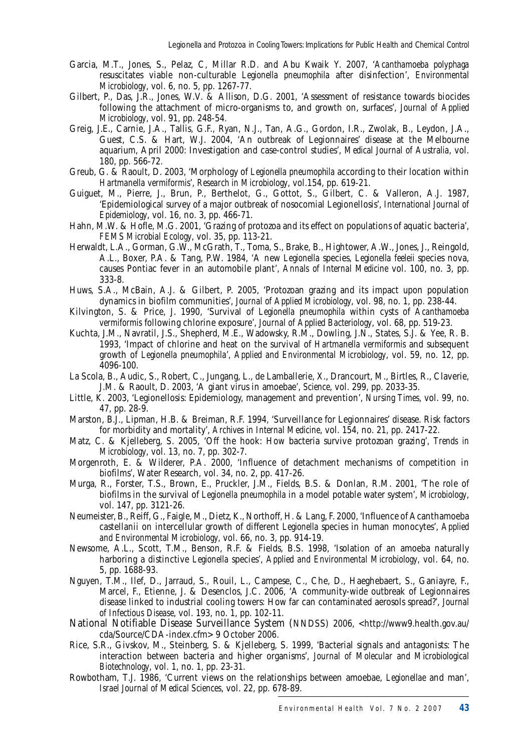Garcia, M.T., Jones, S., Pelaz, C, Millar R.D. and Abu Kwaik Y. 2007, '*Acanthamoeba polyphaga* resuscitates viable non-culturable *Legionella pneumophila* after disinfection', *Environmental Microbiology*, vol. 6, no. 5, pp. 1267-77.

Gilbert, P., Das, J.R., Jones, W.V. & Allison, D.G. 2001, 'Assessment of resistance towards biocides following the attachment of micro-organisms to, and growth on, surfaces', *Journal of Applied Microbiology*, vol. 91, pp. 248-54.

Greig, J.E., Carnie, J.A., Tallis, G.F., Ryan, N.J., Tan, A.G., Gordon, I.R., Zwolak, B., Leydon, J.A., Guest, C.S. & Hart, W.J. 2004, 'An outbreak of Legionnaires' disease at the Melbourne aquarium, April 2000: Investigation and case-control studies', *Medical Journal of Australia*, vol. 180, pp. 566-72.

Greub, G. & Raoult, D. 2003, 'Morphology of *Legionella pneumophila* according to their location within *Hartmanella vermiformis*', *Research in Microbiology*, vol.154, pp. 619-21.

Guiguet, M., Pierre, J., Brun, P., Berthelot, G., Gottot, S., Gilbert, C. & Valleron, A.J. 1987, 'Epidemiological survey of a major outbreak of nosocomial Legionellosis', *International Journal of Epidemiology*, vol. 16, no. 3, pp. 466-71.

Hahn, M.W. & Hofle, M.G. 2001, 'Grazing of protozoa and its effect on populations of aquatic bacteria', *FEMS Microbial Ecology*, vol. 35, pp. 113-21.

Herwaldt, L.A., Gorman, G.W., McGrath, T., Toma, S., Brake, B., Hightower, A.W., Jones, J., Reingold, A.L., Boxer, P.A. & Tang, P.W. 1984, 'A new *Legionella* species, *Legionella feeleii* species nova, causes Pontiac fever in an automobile plant', *Annals of Internal Medicine* vol. 100, no. 3, pp. 333-8.

Huws, S.A., McBain, A.J. & Gilbert, P. 2005, 'Protozoan grazing and its impact upon population dynamics in biofilm communities', *Journal of Applied Microbiology*, vol. 98, no. 1, pp. 238-44.

Kilvington, S. & Price, J. 1990, 'Survival of *Legionella pneumophila* within cysts of *Acanthamoeba vermiformis* following chlorine exposure', *Journal of Applied Bacteriology*, vol. 68, pp. 519-23.

Kuchta, J.M., Navratil, J.S., Shepherd, M.E., Wadowsky, R.M., Dowling, J.N., States, S.J. & Yee, R. B. 1993, 'Impact of chlorine and heat on the survival of *Hartmanella vermiformis* and subsequent growth of *Legionella pneumophila*', *Applied and Environmental Microbiology*, vol. 59, no. 12, pp. 4096-100.

La Scola, B., Audic, S., Robert, C., Jungang, L., de Lamballerie, X., Drancourt, M., Birtles, R., Claverie, J.M. & Raoult, D. 2003, 'A giant virus in amoebae', *Science*, vol. 299, pp. 2033-35.

Little, K. 2003, 'Legionellosis: Epidemiology, management and prevention', *Nursing Times*, vol. 99, no. 47, pp. 28-9.

Marston, B.J., Lipman, H.B. & Breiman, R.F. 1994, 'Surveillance for Legionnaires' disease. Risk factors for morbidity and mortality', *Archives in Internal Medicine*, vol. 154, no. 21, pp. 2417-22.

Matz, C. & Kjelleberg, S. 2005, 'Off the hook: How bacteria survive protozoan grazing', *Trends in Microbiology*, vol. 13, no. 7, pp. 302-7.

Morgenroth, E. & Wilderer, P.A. 2000, 'Influence of detachment mechanisms of competition in biofilms', Water Research, vol. 34, no. 2, pp. 417-26.

Murga, R., Forster, T.S., Brown, E., Pruckler, J.M., Fields, B.S. & Donlan, R.M. 2001, 'The role of biofilms in the survival of *Legionella pneumophila* in a model potable water system', *Microbiology*, vol. 147, pp. 3121-26.

Neumeister, B., Reiff, G., Faigle, M., Dietz, K., Northoff, H. & Lang, F. 2000, 'Influence of Acanthamoeba castellanii on intercellular growth of different *Legionella* species in human monocytes', *Applied and Environmental Microbiology*, vol. 66, no. 3, pp. 914-19.

Newsome, A.L., Scott, T.M., Benson, R.F. & Fields, B.S. 1998, 'Isolation of an amoeba naturally harboring a distinctive *Legionella* species', *Applied and Environmental Microbiology*, vol. 64, no. 5, pp. 1688-93.

Nguyen, T.M., Ilef, D., Jarraud, S., Rouil, L., Campese, C., Che, D., Haeghebaert, S., Ganiayre, F., Marcel, F., Etienne, J. & Desenclos, J.C. 2006, 'A community-wide outbreak of Legionnaires disease linked to industrial cooling towers: How far can contaminated aerosols spread?', *Journal of Infectious Disease*, vol. 193, no. 1, pp. 102-11.

National Notifiable Disease Surveillance System (NNDSS) 2006, <http://www9.health.gov.au/cda/Source/CDA-index.cfm> 9 October 2006.

Rice, S.R., Givskov, M., Steinberg, S. & Kjelleberg, S. 1999, 'Bacterial signals and antagonists: The interaction between bacteria and higher organisms', *Journal of Molecular and Microbiological Biotechnology*, vol. 1, no. 1, pp. 23-31.

Rowbotham, T.J. 1986, 'Current views on the relationships between amoebae, *Legionellae* and man', *Israel Journal of Medical Sciences*, vol. 22, pp. 678-89.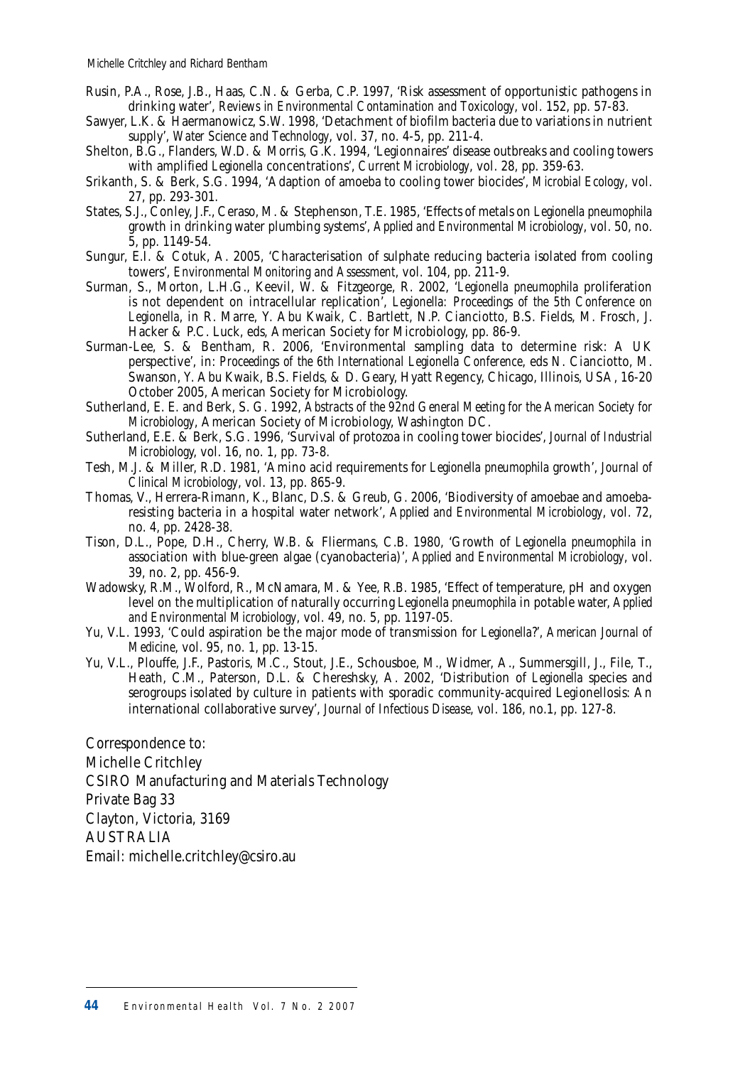Rusin, P.A., Rose, J.B., Haas, C.N. & Gerba, C.P. 1997, 'Risk assessment of opportunistic pathogens in drinking water', *Reviews in Environmental Contamination and Toxicology*, vol. 152, pp. 57-83.

Sawyer, L.K. & Haermanowicz, S.W. 1998, 'Detachment of biofilm bacteria due to variations in nutrient supply', *Water Science and Technology*, vol. 37, no. 4-5, pp. 211-4.

Shelton, B.G., Flanders, W.D. & Morris, G.K. 1994, 'Legionnaires' disease outbreaks and cooling towers with amplified *Legionella* concentrations', *Current Microbiology*, vol. 28, pp. 359-63.

Srikanth, S. & Berk, S.G. 1994, 'Adaption of amoeba to cooling tower biocides', *Microbial Ecology*, vol. 27, pp. 293-301.

States, S.J., Conley, J.F., Ceraso, M. & Stephenson, T.E. 1985, 'Effects of metals on *Legionella pneumophila* growth in drinking water plumbing systems', *Applied and Environmental Microbiology*, vol. 50, no. 5, pp. 1149-54.

Sungur, E.I. & Cotuk, A. 2005, 'Characterisation of sulphate reducing bacteria isolated from cooling towers', *Environmental Monitoring and Assessment*, vol. 104, pp. 211-9.

Surman, S., Morton, L.H.G., Keevil, W. & Fitzgeorge, R. 2002, '*Legionella pneumophila* proliferation is not dependent on intracellular replication', *Legionella: Proceedings of the 5th Conference on Legionella*, in R. Marre, Y. Abu Kwaik, C. Bartlett, N.P. Cianciotto, B.S. Fields, M. Frosch, J. Hacker & P.C. Luck, eds, American Society for Microbiology, pp. 86-9.

Surman-Lee, S. & Bentham, R. 2006, 'Environmental sampling data to determine risk: A UK perspective', in: *Proceedings of the 6th International Legionella Conference*, eds N. Cianciotto, M. Swanson, Y. Abu Kwaik, B.S. Fields, & D. Geary, Hyatt Regency, Chicago, Illinois, USA, 16-20 October 2005, American Society for Microbiology.

Sutherland, E. E. and Berk, S. G. 1992, *Abstracts of the 92nd General Meeting for the American Society for Microbiology*, American Society of Microbiology, Washington DC.

Sutherland, E.E. & Berk, S.G. 1996, 'Survival of protozoa in cooling tower biocides', *Journal of Industrial Microbiology*, vol. 16, no. 1, pp. 73-8.

Tesh, M.J. & Miller, R.D. 1981, 'Amino acid requirements for *Legionella pneumophila* growth', *Journal of Clinical Microbiology*, vol. 13, pp. 865-9.

Thomas, V., Herrera-Rimann, K., Blanc, D.S. & Greub, G. 2006, 'Biodiversity of amoebae and amoeba-resisting bacteria in a hospital water network', *Applied and Environmental Microbiology*, vol. 72, no. 4, pp. 2428-38.

Tison, D.L., Pope, D.H., Cherry, W.B. & Fliermans, C.B. 1980, 'Growth of *Legionella pneumophila* in association with blue-green algae (cyanobacteria)', *Applied and Environmental Microbiology*, vol. 39, no. 2, pp. 456-9.

Wadowsky, R.M., Wolford, R., McNamara, M. & Yee, R.B. 1985, 'Effect of temperature, pH and oxygen level on the multiplication of naturally occurring *Legionella pneumophila* in potable water, *Applied and Environmental Microbiology*, vol. 49, no. 5, pp. 1197-05.

Yu, V.L. 1993, 'Could aspiration be the major mode of transmission for *Legionella*?', *American Journal of Medicine*, vol. 95, no. 1, pp. 13-15.

Yu, V.L., Plouffe, J.F., Pastoris, M.C., Stout, J.E., Schousboe, M., Widmer, A., Summersgill, J., File, T., Heath, C.M., Paterson, D.L. & Chereshsky, A. 2002, 'Distribution of *Legionella* species and serogroups isolated by culture in patients with sporadic community-acquired Legionellosis: An international collaborative survey', *Journal of Infectious Disease*, vol. 186, no.1, pp. 127-8.

Correspondence to:
Michelle Critchley
CSIRO Manufacturing and Materials Technology
Private Bag 33
Clayton, Victoria, 3169
AUSTRALIA
Email: michelle.critchley@csiro.au